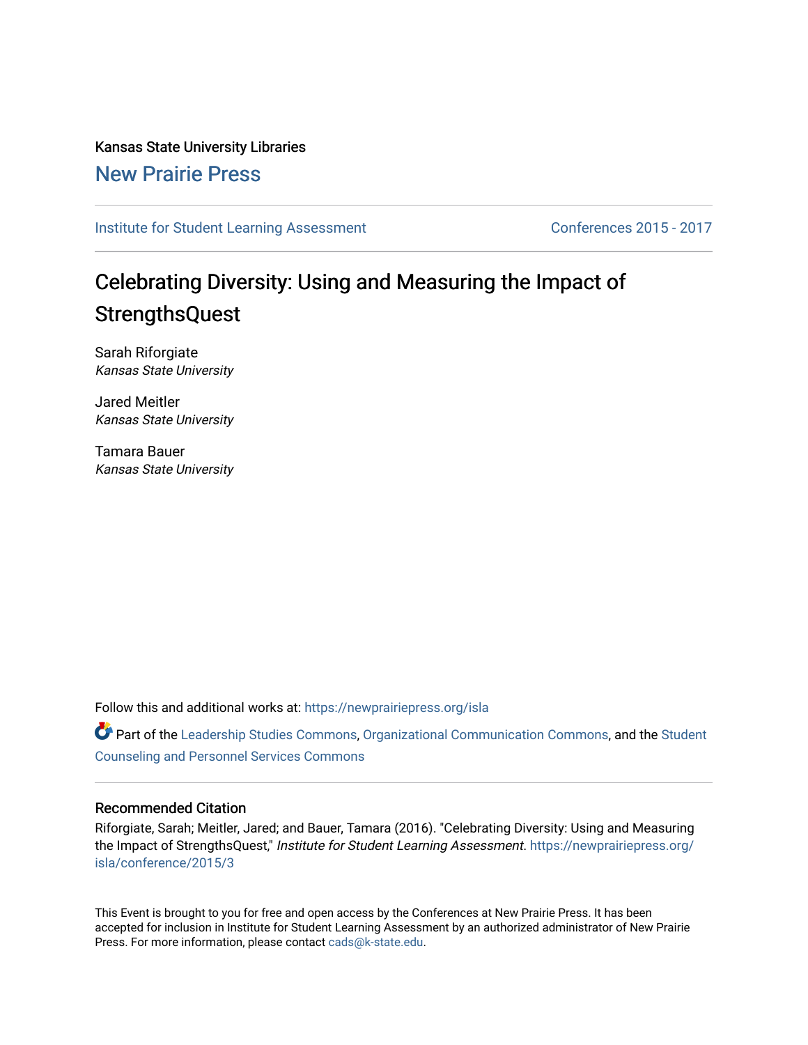Kansas State University Libraries

New Prairie Press

Institute for Student Learning Assessment | Conferences 2015 - 2017

# Celebrating Diversity: Using and Measuring the Impact of StrengthsQuest

Sarah Rifforgiate
*Kansas State University*

Jared Meitler
*Kansas State University*

Tamara Bauer
*Kansas State University*

Follow this and additional works at: https://newprairiepress.org/isla

Part of the Leadership Studies Commons, Organizational Communication Commons, and the Student Counseling and Personnel Services Commons

## Recommended Citation

Rifforgiate, Sarah; Meitler, Jared; and Bauer, Tamara (2016). "Celebrating Diversity: Using and Measuring the Impact of StrengthsQuest," *Institute for Student Learning Assessment*. https://newprairiepress.org/isla/conference/2015/3

This Event is brought to you for free and open access by the Conferences at New Prairie Press. It has been accepted for inclusion in Institute for Student Learning Assessment by an authorized administrator of New Prairie Press. For more information, please contact cads@k-state.edu.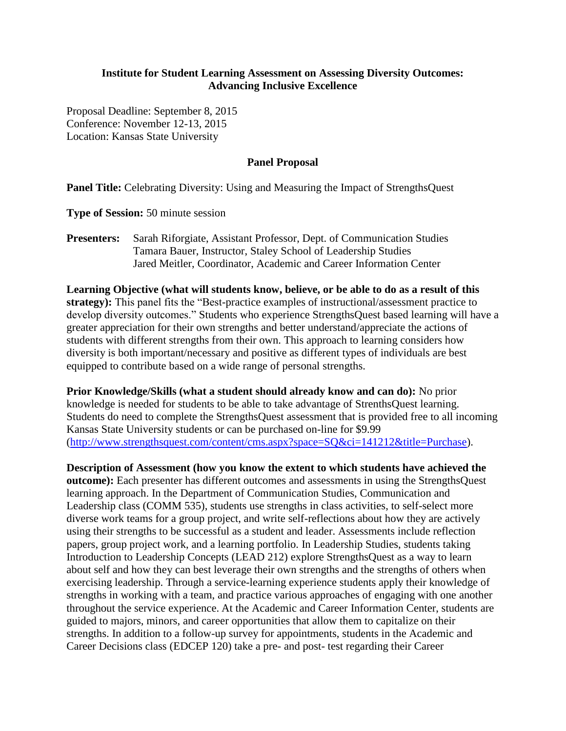**Institute for Student Learning Assessment on Assessing Diversity Outcomes: Advancing Inclusive Excellence**

Proposal Deadline: September 8, 2015
Conference: November 12-13, 2015
Location: Kansas State University

**Panel Proposal**

**Panel Title:** Celebrating Diversity: Using and Measuring the Impact of StrengthsQuest

**Type of Session:** 50 minute session

**Presenters:** Sarah Riforgiate, Assistant Professor, Dept. of Communication Studies
Tamara Bauer, Instructor, Staley School of Leadership Studies
Jared Meitler, Coordinator, Academic and Career Information Center

**Learning Objective (what will students know, believe, or be able to do as a result of this strategy):** This panel fits the "Best-practice examples of instructional/assessment practice to develop diversity outcomes." Students who experience StrengthsQuest based learning will have a greater appreciation for their own strengths and better understand/appreciate the actions of students with different strengths from their own. This approach to learning considers how diversity is both important/necessary and positive as different types of individuals are best equipped to contribute based on a wide range of personal strengths.

**Prior Knowledge/Skills (what a student should already know and can do):** No prior knowledge is needed for students to be able to take advantage of StrenthsQuest learning. Students do need to complete the StrengthsQuest assessment that is provided free to all incoming Kansas State University students or can be purchased on-line for $9.99 (http://www.strengthsquest.com/content/cms.aspx?space=SQ&ci=141212&title=Purchase).

**Description of Assessment (how you know the extent to which students have achieved the outcome):** Each presenter has different outcomes and assessments in using the StrengthsQuest learning approach. In the Department of Communication Studies, Communication and Leadership class (COMM 535), students use strengths in class activities, to self-select more diverse work teams for a group project, and write self-reflections about how they are actively using their strengths to be successful as a student and leader. Assessments include reflection papers, group project work, and a learning portfolio. In Leadership Studies, students taking Introduction to Leadership Concepts (LEAD 212) explore StrengthsQuest as a way to learn about self and how they can best leverage their own strengths and the strengths of others when exercising leadership. Through a service-learning experience students apply their knowledge of strengths in working with a team, and practice various approaches of engaging with one another throughout the service experience. At the Academic and Career Information Center, students are guided to majors, minors, and career opportunities that allow them to capitalize on their strengths. In addition to a follow-up survey for appointments, students in the Academic and Career Decisions class (EDCEP 120) take a pre- and post- test regarding their Career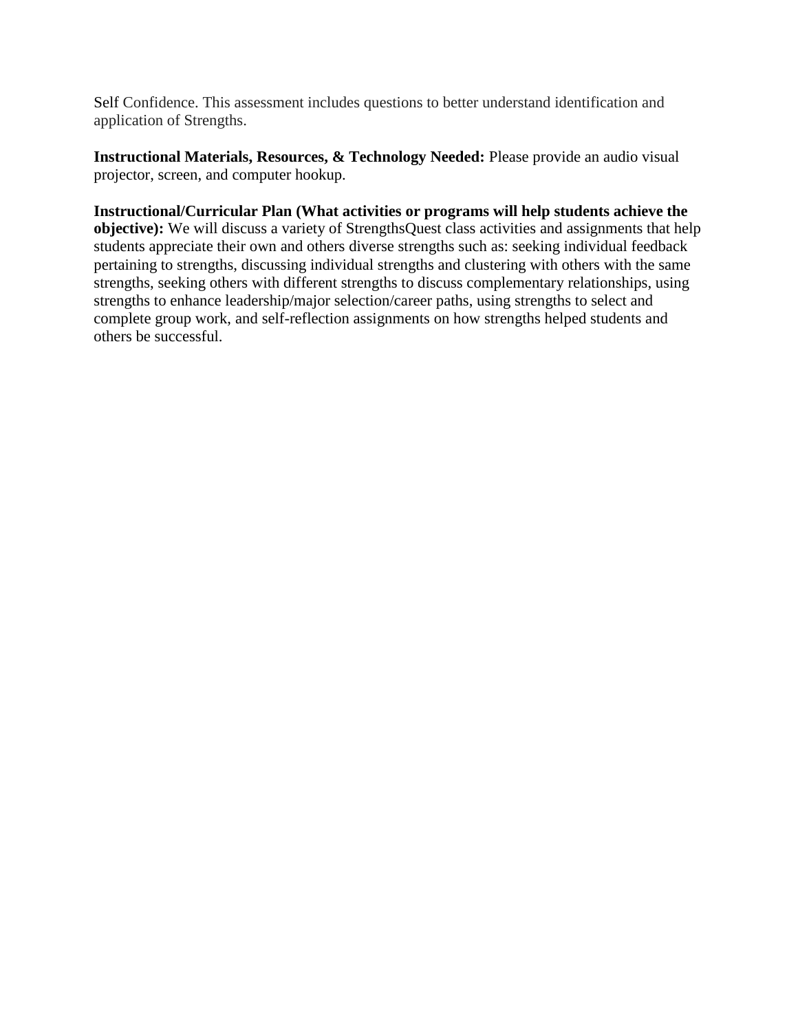Self Confidence. This assessment includes questions to better understand identification and application of Strengths.

**Instructional Materials, Resources, & Technology Needed:** Please provide an audio visual projector, screen, and computer hookup.

**Instructional/Curricular Plan (What activities or programs will help students achieve the objective):** We will discuss a variety of StrengthsQuest class activities and assignments that help students appreciate their own and others diverse strengths such as: seeking individual feedback pertaining to strengths, discussing individual strengths and clustering with others with the same strengths, seeking others with different strengths to discuss complementary relationships, using strengths to enhance leadership/major selection/career paths, using strengths to select and complete group work, and self-reflection assignments on how strengths helped students and others be successful.